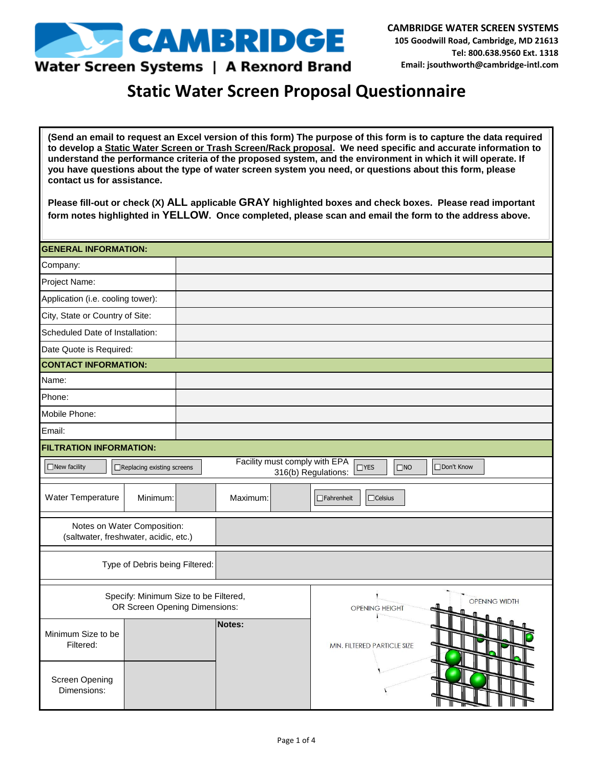**CAMBRIDGE**
**Water Screen Systems | A Rexnord Brand**

**CAMBRIDGE WATER SCREEN SYSTEMS**
**105 Goodwill Road, Cambridge, MD 21613**
**Tel: 800.638.9560 Ext. 1318**
**Email: jsouthworth@cambridge-intl.com**

# Static Water Screen Proposal Questionnaire

**(Send an email to request an Excel version of this form) The purpose of this form is to capture the data required to develop a Static Water Screen or Trash Screen/Rack proposal. We need specific and accurate information to understand the performance criteria of the proposed system, and the environment in which it will operate. If you have questions about the type of water screen system you need, or questions about this form, please contact us for assistance.**

**Please fill-out or check (X) ALL applicable GRAY highlighted boxes and check boxes. Please read important form notes highlighted in YELLOW. Once completed, please scan and email the form to the address above.**

| **GENERAL INFORMATION:** | |
|---|---|
| Company: | |
| Project Name: | |
| Application (i.e. cooling tower): | |
| City, State or Country of Site: | |
| Scheduled Date of Installation: | |
| Date Quote is Required: | |
| **CONTACT INFORMATION:** | |
| Name: | |
| Phone: | |
| Mobile Phone: | |
| Email: | |

**FILTRATION INFORMATION:**

☐ New facility ☐ Replacing existing screens

Facility must comply with EPA 316(b) Regulations: ☐ YES ☐ NO ☐ Don't Know

| Water Temperature | Minimum: | | Maximum: | | ☐ Fahrenheit ☐ Celsius |
|---|---|---|---|---|---|

| Notes on Water Composition: (saltwater, freshwater, acidic, etc.) | |
|---|---|

| Type of Debris being Filtered: | |
|---|---|

Specify: Minimum Size to be Filtered, OR Screen Opening Dimensions:

| | | Notes: |
|---|---|---|
| Minimum Size to be Filtered: | | |
| Screen Opening Dimensions: | | |

OPENING HEIGHT — OPENING WIDTH — MIN. FILTERED PARTICLE SIZE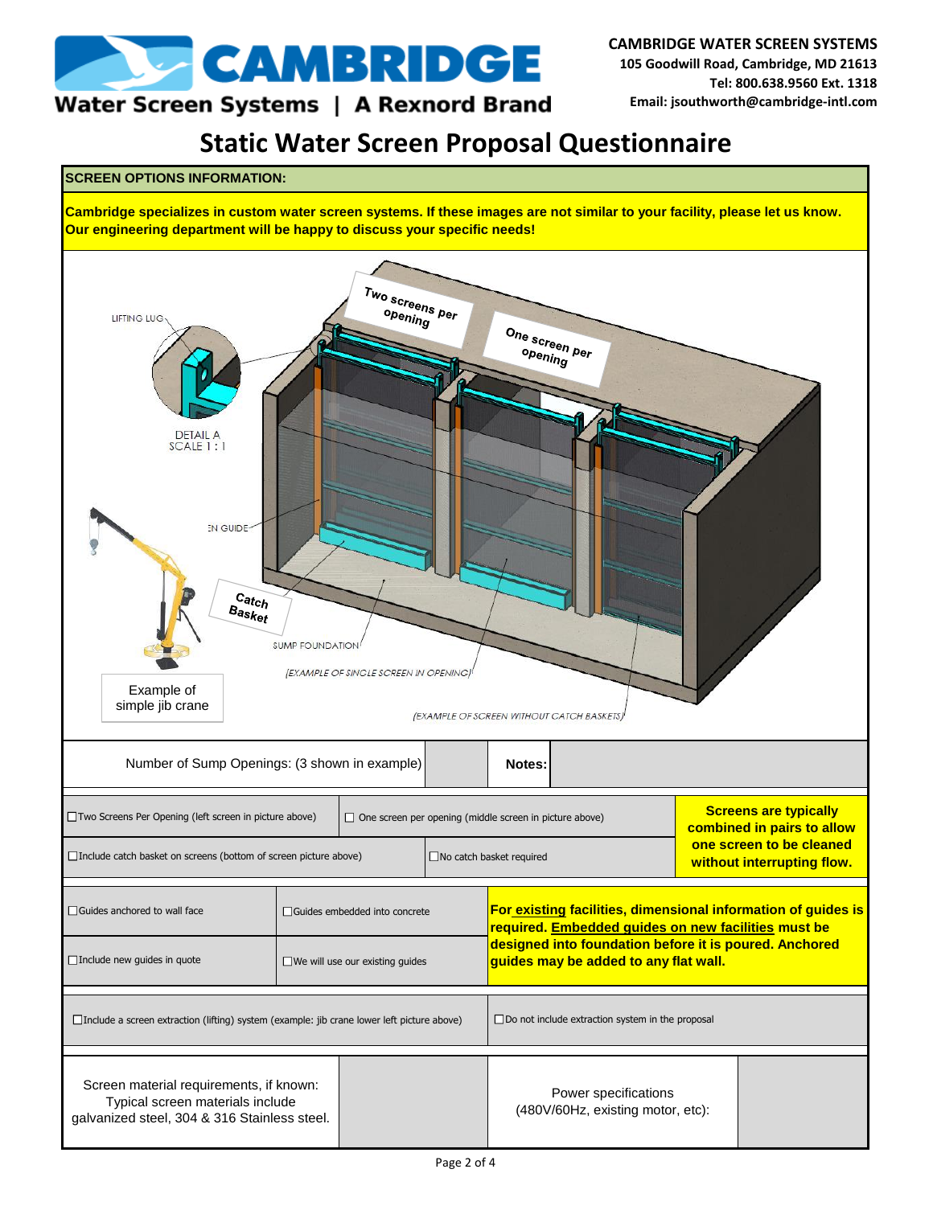**CAMBRIDGE**
Water Screen Systems | A Rexnord Brand

**CAMBRIDGE WATER SCREEN SYSTEMS**
**105 Goodwill Road, Cambridge, MD 21613**
**Tel: 800.638.9560 Ext. 1318**
**Email: jsouthworth@cambridge-intl.com**

# Static Water Screen Proposal Questionnaire

**SCREEN OPTIONS INFORMATION:**

**Cambridge specializes in custom water screen systems. If these images are not similar to your facility, please let us know. Our engineering department will be happy to discuss your specific needs!**

Two screens per opening

One screen per opening

LIFTING LUG

DETAIL A
SCALE 1 : 1

EN GUIDE

Catch Basket

SUMP FOUNDATION

(EXAMPLE OF SINGLE SCREEN IN OPENING)

(EXAMPLE OF SCREEN WITHOUT CATCH BASKETS)

Example of simple jib crane

| Number of Sump Openings: (3 shown in example) | | **Notes:** | |
|---|---|---|---|

| | | |
|---|---|---|
| ☐Two Screens Per Opening (left screen in picture above) | ☐ One screen per opening (middle screen in picture above) | **Screens are typically combined in pairs to allow one screen to be cleaned without interrupting flow.** |
| ☐Include catch basket on screens (bottom of screen picture above) | ☐No catch basket required | |

| | | |
|---|---|---|
| ☐Guides anchored to wall face | ☐Guides embedded into concrete | **For existing facilities, dimensional information of guides is required. Embedded guides on new facilities must be designed into foundation before it is poured. Anchored guides may be added to any flat wall.** |
| ☐Include new guides in quote | ☐We will use our existing guides | |

| | |
|---|---|
| ☐Include a screen extraction (lifting) system (example: jib crane lower left picture above) | ☐Do not include extraction system in the proposal |

| | | | |
|---|---|---|---|
| Screen material requirements, if known: Typical screen materials include galvanized steel, 304 & 316 Stainless steel. | | Power specifications (480V/60Hz, existing motor, etc): | |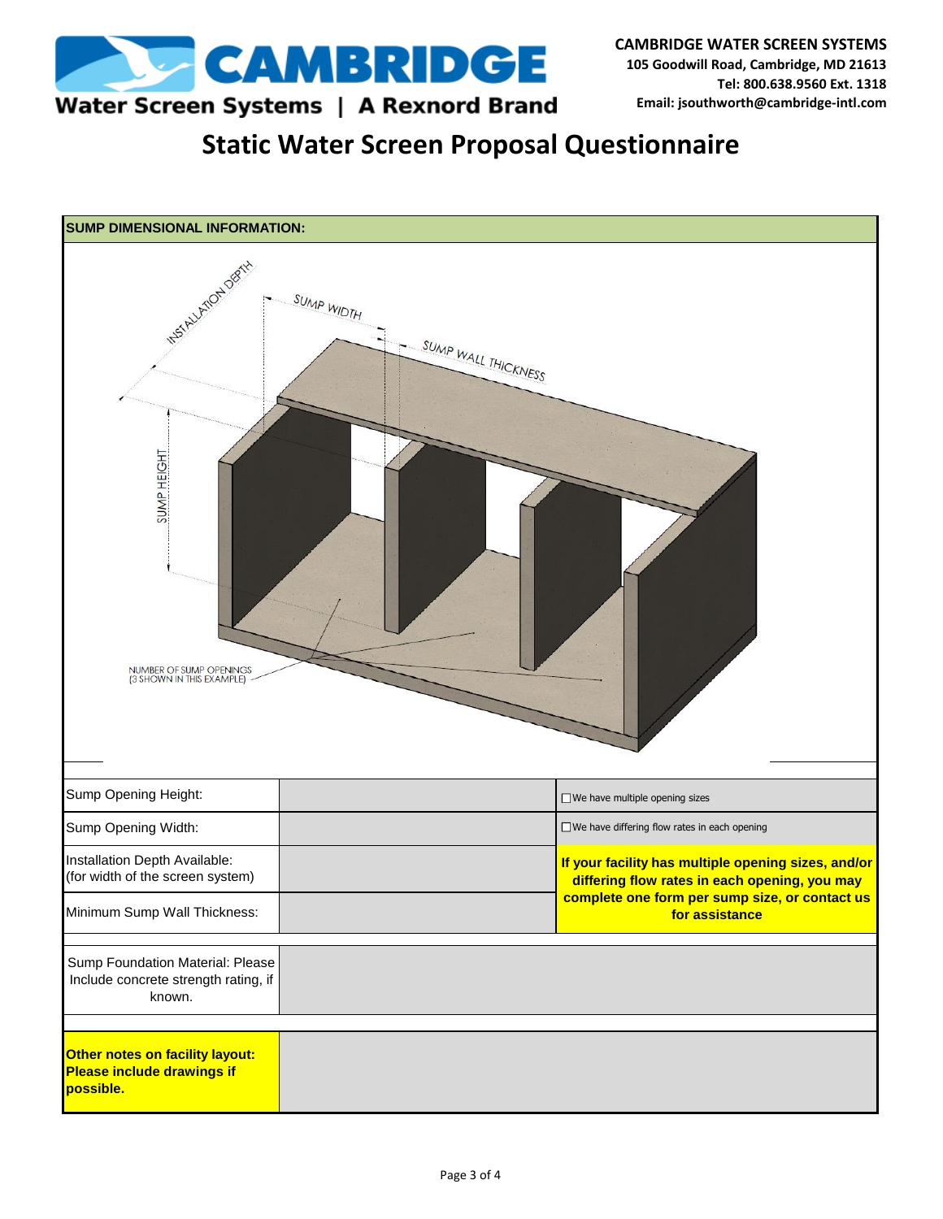**CAMBRIDGE**
**Water Screen Systems | A Rexnord Brand**

**CAMBRIDGE WATER SCREEN SYSTEMS**
**105 Goodwill Road, Cambridge, MD 21613**
**Tel: 800.638.9560 Ext. 1318**
**Email: jsouthworth@cambridge-intl.com**

# Static Water Screen Proposal Questionnaire

**SUMP DIMENSIONAL INFORMATION:**

INSTALLATION DEPTH
SUMP WIDTH
SUMP WALL THICKNESS
SUMP HEIGHT
NUMBER OF SUMP OPENINGS
(3 SHOWN IN THIS EXAMPLE)

| | | |
|---|---|---|
| Sump Opening Height: | | ☐We have multiple opening sizes |
| Sump Opening Width: | | ☐We have differing flow rates in each opening |
| Installation Depth Available: (for width of the screen system) | | **If your facility has multiple opening sizes, and/or differing flow rates in each opening, you may complete one form per sump size, or contact us for assistance** |
| Minimum Sump Wall Thickness: | | |

| | |
|---|---|
| Sump Foundation Material: Please Include concrete strength rating, if known. | |

| | |
|---|---|
| **Other notes on facility layout: Please include drawings if possible.** | |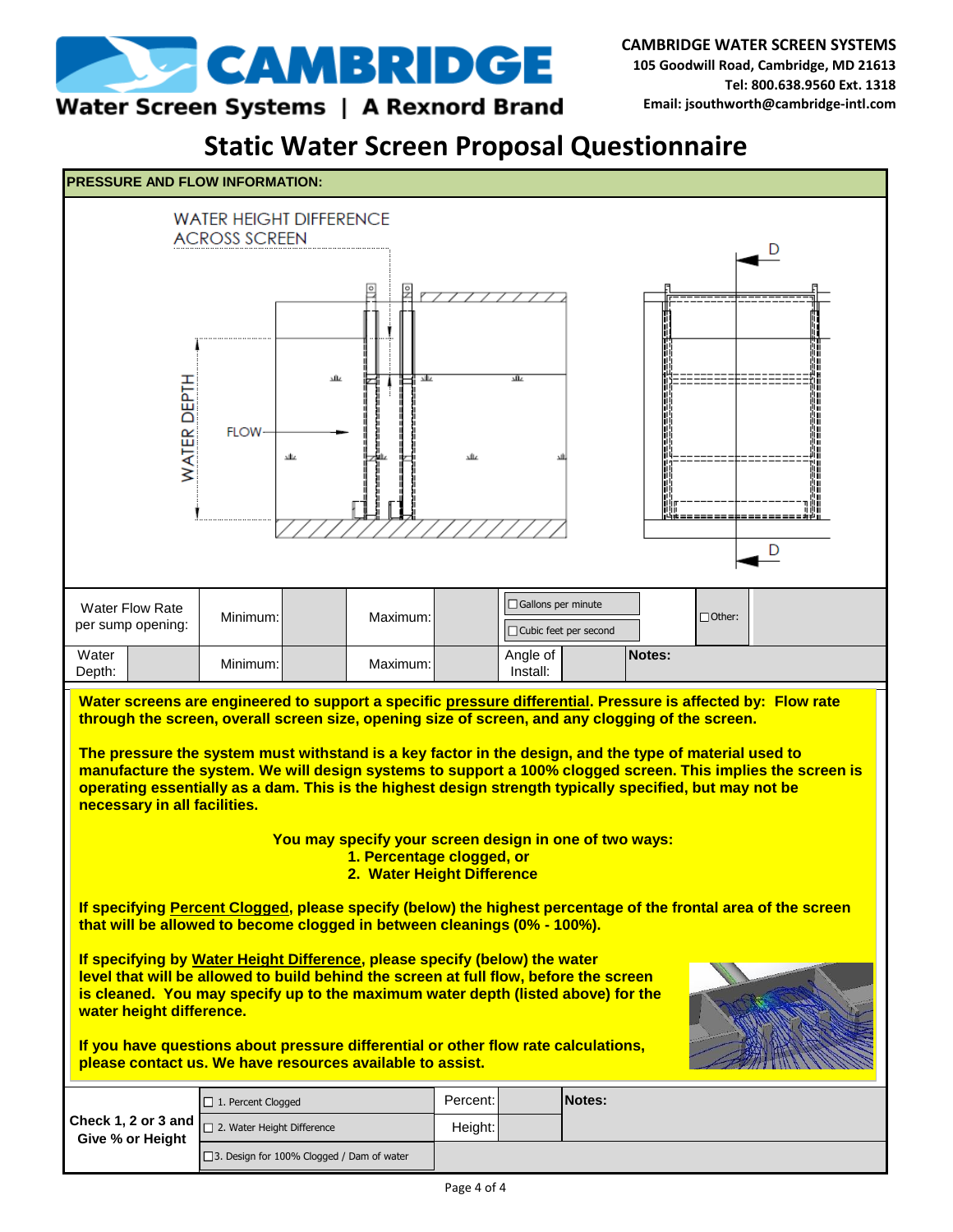CAMBRIDGE
Water Screen Systems | A Rexnord Brand

**CAMBRIDGE WATER SCREEN SYSTEMS**
**105 Goodwill Road, Cambridge, MD 21613**
**Tel: 800.638.9560 Ext. 1318**
**Email: jsouthworth@cambridge-intl.com**

# Static Water Screen Proposal Questionnaire

## PRESSURE AND FLOW INFORMATION:

WATER HEIGHT DIFFERENCE ACROSS SCREEN
WATER DEPTH
FLOW
D
D

| | | | | | | | |
|---|---|---|---|---|---|---|---|
| Water Flow Rate per sump opening: | Minimum: | | Maximum: | | ☐ Gallons per minute ☐ Cubic feet per second | ☐ Other: | |
| Water Depth: | Minimum: | | Maximum: | | Angle of Install: | | Notes: |

**Water screens are engineered to support a specific pressure differential. Pressure is affected by: Flow rate through the screen, overall screen size, opening size of screen, and any clogging of the screen.**

**The pressure the system must withstand is a key factor in the design, and the type of material used to manufacture the system. We will design systems to support a 100% clogged screen. This implies the screen is operating essentially as a dam. This is the highest design strength typically specified, but may not be necessary in all facilities.**

**You may specify your screen design in one of two ways:**
1. **Percentage clogged, or**
2. **Water Height Difference**

**If specifying Percent Clogged, please specify (below) the highest percentage of the frontal area of the screen that will be allowed to become clogged in between cleanings (0% - 100%).**

**If specifying by Water Height Difference, please specify (below) the water level that will be allowed to build behind the screen at full flow, before the screen is cleaned. You may specify up to the maximum water depth (listed above) for the water height difference.**

**If you have questions about pressure differential or other flow rate calculations, please contact us. We have resources available to assist.**

| | | | | |
|---|---|---|---|---|
| Check 1, 2 or 3 and Give % or Height | ☐ 1. Percent Clogged | Percent: | | Notes: |
| | ☐ 2. Water Height Difference | Height: | | |
| | ☐ 3. Design for 100% Clogged / Dam of water | | | |